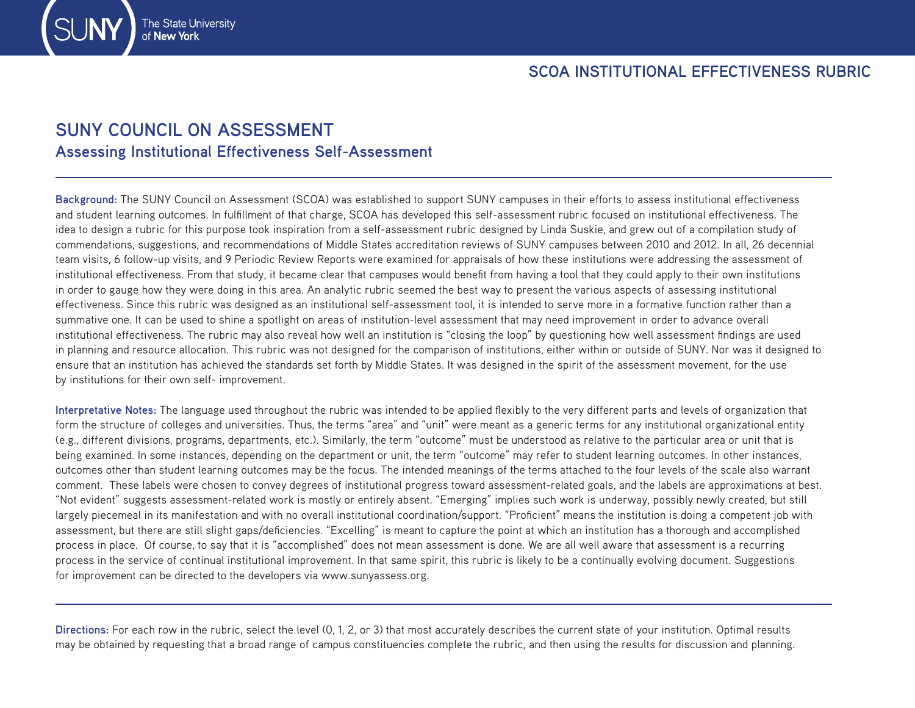# SUNY COUNCIL ON ASSESSMENT

## Assessing Institutional Effectiveness Self-Assessment

**Background:** The SUNY Council on Assessment (SCOA) was established to support SUNY campuses in their efforts to assess institutional effectiveness and student learning outcomes. In fulfillment of that charge, SCOA has developed this self-assessment rubric focused on institutional effectiveness. The idea to design a rubric for this purpose took inspiration from a self-assessment rubric designed by Linda Suskie, and grew out of a compilation study of commendations, suggestions, and recommendations of Middle States accreditation reviews of SUNY campuses between 2010 and 2012. In all, 26 decennial team visits, 6 follow-up visits, and 9 Periodic Review Reports were examined for appraisals of how these institutions were addressing the assessment of institutional effectiveness. From that study, it became clear that campuses would benefit from having a tool that they could apply to their own institutions in order to gauge how they were doing in this area. An analytic rubric seemed the best way to present the various aspects of assessing institutional effectiveness. Since this rubric was designed as an institutional self-assessment tool, it is intended to serve more in a formative function rather than a summative one. It can be used to shine a spotlight on areas of institution-level assessment that may need improvement in order to advance overall institutional effectiveness. The rubric may also reveal how well an institution is "closing the loop" by questioning how well assessment findings are used in planning and resource allocation. This rubric was not designed for the comparison of institutions, either within or outside of SUNY. Nor was it designed to ensure that an institution has achieved the standards set forth by Middle States. It was designed in the spirit of the assessment movement, for the use by institutions for their own self- improvement.

**Interpretative Notes:** The language used throughout the rubric was intended to be applied flexibly to the very different parts and levels of organization that form the structure of colleges and universities. Thus, the terms "area" and "unit" were meant as a generic terms for any institutional organizational entity (e.g., different divisions, programs, departments, etc.). Similarly, the term "outcome" must be understood as relative to the particular area or unit that is being examined. In some instances, depending on the department or unit, the term "outcome" may refer to student learning outcomes. In other instances, outcomes other than student learning outcomes may be the focus. The intended meanings of the terms attached to the four levels of the scale also warrant comment. These labels were chosen to convey degrees of institutional progress toward assessment-related goals, and the labels are approximations at best. "Not evident" suggests assessment-related work is mostly or entirely absent. "Emerging" implies such work is underway, possibly newly created, but still largely piecemeal in its manifestation and with no overall institutional coordination/support. "Proficient" means the institution is doing a competent job with assessment, but there are still slight gaps/deficiencies. "Excelling" is meant to capture the point at which an institution has a thorough and accomplished process in place. Of course, to say that it is "accomplished" does not mean assessment is done. We are all well aware that assessment is a recurring process in the service of continual institutional improvement. In that same spirit, this rubric is likely to be a continually evolving document. Suggestions for improvement can be directed to the developers via www.sunyassess.org.

**Directions:** For each row in the rubric, select the level (0, 1, 2, or 3) that most accurately describes the current state of your institution. Optimal results may be obtained by requesting that a broad range of campus constituencies complete the rubric, and then using the results for discussion and planning.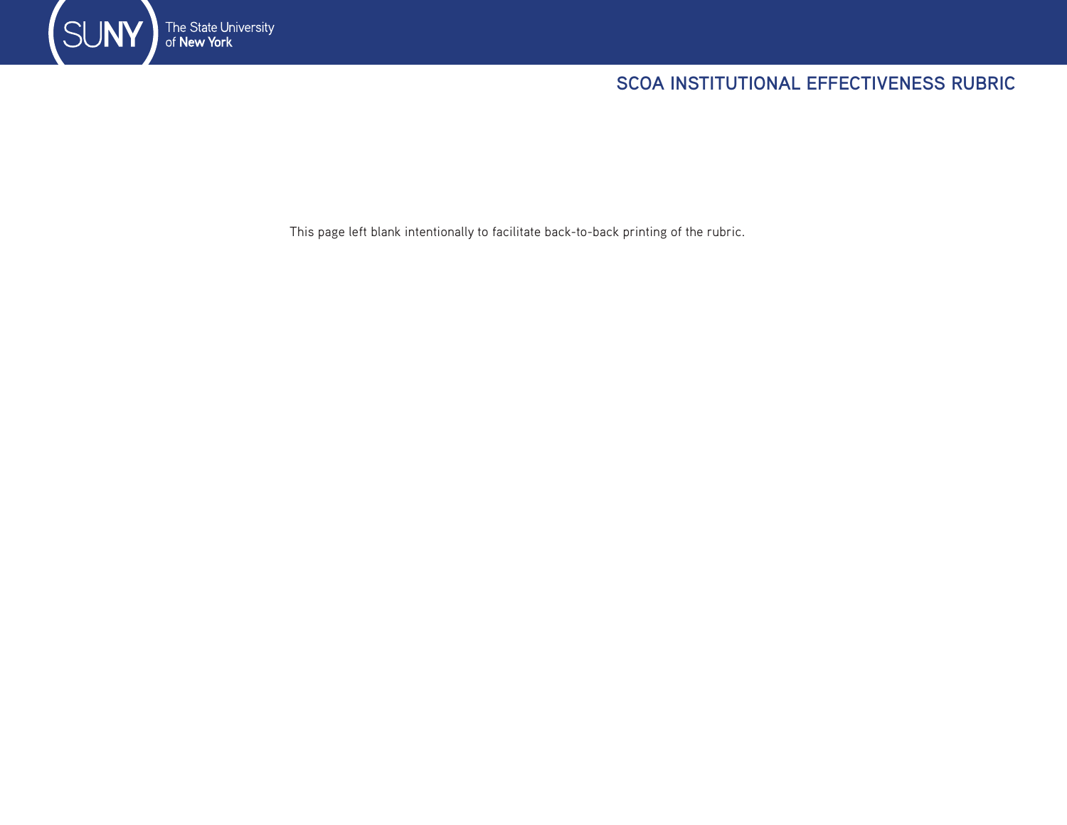This page left blank intentionally to facilitate back-to-back printing of the rubric.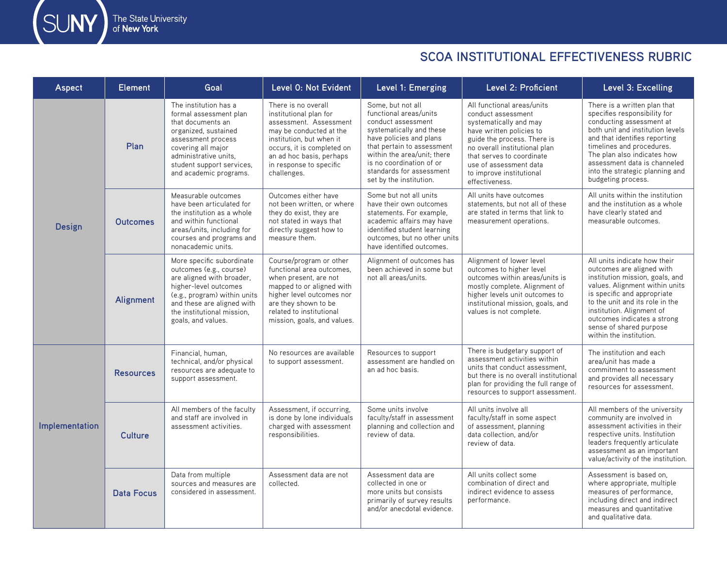## SCOA INSTITUTIONAL EFFECTIVENESS RUBRIC

| Aspect | Element | Goal | Level 0: Not Evident | Level 1: Emerging | Level 2: Proficient | Level 3: Excelling |
|---|---|---|---|---|---|---|
| Design | Plan | The institution has a formal assessment plan that documents an organized, sustained assessment process covering all major administrative units, student support services, and academic programs. | There is no overall institutional plan for assessment. Assessment may be conducted at the institution, but when it occurs, it is completed on an ad hoc basis, perhaps in response to specific challenges. | Some, but not all functional areas/units conduct assessment systematically and these have policies and plans that pertain to assessment within the area/unit; there is no coordination of or standards for assessment set by the institution. | All functional areas/units conduct assessment systematically and may have written policies to guide the process. There is no overall institutional plan that serves to coordinate use of assessment data to improve institutional effectiveness. | There is a written plan that specifies responsibility for conducting assessment at both unit and institution levels and that identifies reporting timelines and procedures. The plan also indicates how assessment data is channeled into the strategic planning and budgeting process. |
| | Outcomes | Measurable outcomes have been articulated for the institution as a whole and within functional areas/units, including for courses and programs and nonacademic units. | Outcomes either have not been written, or where they do exist, they are not stated in ways that directly suggest how to measure them. | Some but not all units have their own outcomes statements. For example, academic affairs may have identified student learning outcomes, but no other units have identified outcomes. | All units have outcomes statements, but not all of these are stated in terms that link to measurement operations. | All units within the institution and the institution as a whole have clearly stated and measurable outcomes. |
| | Alignment | More specific subordinate outcomes (e.g., course) are aligned with broader, higher-level outcomes (e.g., program) within units and these are aligned with the institutional mission, goals, and values. | Course/program or other functional area outcomes, when present, are not mapped to or aligned with higher level outcomes nor are they shown to be related to institutional mission, goals, and values. | Alignment of outcomes has been achieved in some but not all areas/units. | Alignment of lower level outcomes to higher level outcomes within areas/units is mostly complete. Alignment of higher levels unit outcomes to institutional mission, goals, and values is not complete. | All units indicate how their outcomes are aligned with institution mission, goals, and values. Alignment within units is specific and appropriate to the unit and its role in the institution. Alignment of outcomes indicates a strong sense of shared purpose within the institution. |
| Implementation | Resources | Financial, human, technical, and/or physical resources are adequate to support assessment. | No resources are available to support assessment. | Resources to support assessment are handled on an ad hoc basis. | There is budgetary support of assessment activities within units that conduct assessment, but there is no overall institutional plan for providing the full range of resources to support assessment. | The institution and each area/unit has made a commitment to assessment and provides all necessary resources for assessment. |
| | Culture | All members of the faculty and staff are involved in assessment activities. | Assessment, if occurring, is done by lone individuals charged with assessment responsibilities. | Some units involve faculty/staff in assessment planning and collection and review of data. | All units involve all faculty/staff in some aspect of assessment, planning data collection, and/or review of data. | All members of the university community are involved in assessment activities in their respective units. Institution leaders frequently articulate assessment as an important value/activity of the institution. |
| | Data Focus | Data from multiple sources and measures are considered in assessment. | Assessment data are not collected. | Assessment data are collected in one or more units but consists primarily of survey results and/or anecdotal evidence. | All units collect some combination of direct and indirect evidence to assess performance. | Assessment is based on, where appropriate, multiple measures of performance, including direct and indirect measures and quantitative and qualitative data. |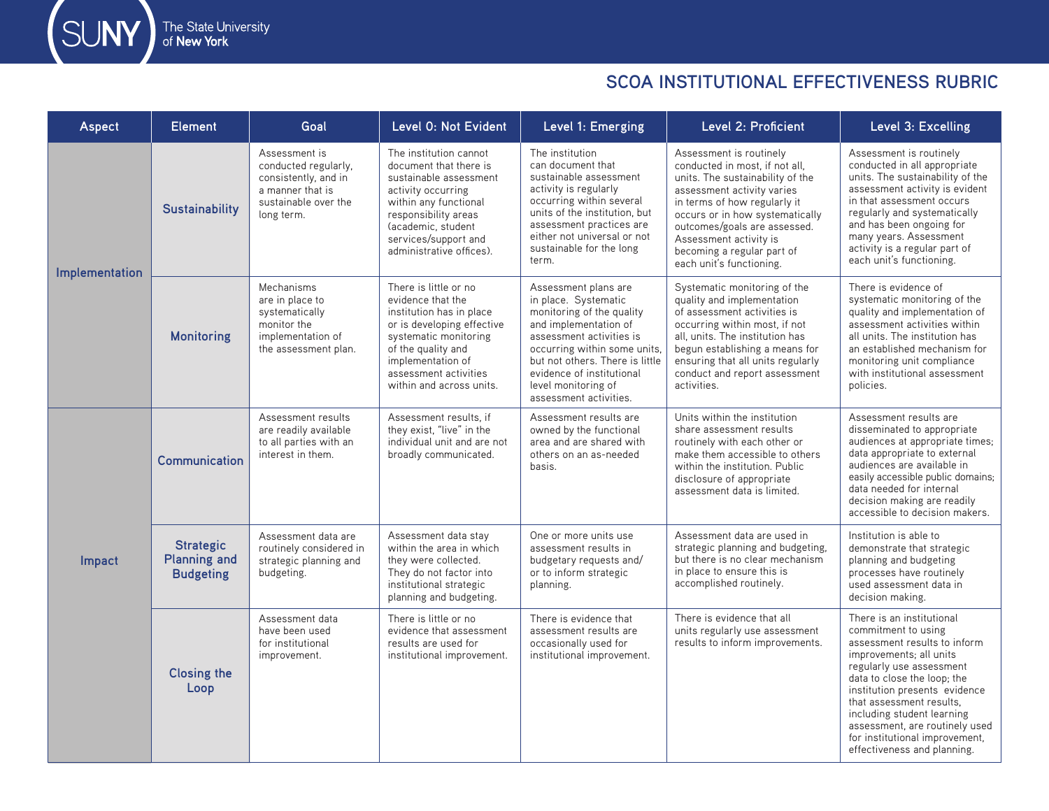## SCOA INSTITUTIONAL EFFECTIVENESS RUBRIC

| Aspect | Element | Goal | Level 0: Not Evident | Level 1: Emerging | Level 2: Proficient | Level 3: Excelling |
|---|---|---|---|---|---|---|
| Implementation | Sustainability | Assessment is conducted regularly, consistently, and in a manner that is sustainable over the long term. | The institution cannot document that there is sustainable assessment activity occurring within any functional responsibility areas (academic, student services/support and administrative offices). | The institution can document that sustainable assessment activity is regularly occurring within several units of the institution, but assessment practices are either not universal or not sustainable for the long term. | Assessment is routinely conducted in most, if not all, units. The sustainability of the assessment activity varies in terms of how regularly it occurs or in how systematically outcomes/goals are assessed. Assessment activity is becoming a regular part of each unit's functioning. | Assessment is routinely conducted in all appropriate units. The sustainability of the assessment activity is evident in that assessment occurs regularly and systematically and has been ongoing for many years. Assessment activity is a regular part of each unit's functioning. |
| | Monitoring | Mechanisms are in place to systematically monitor the implementation of the assessment plan. | There is little or no evidence that the institution has in place or is developing effective systematic monitoring of the quality and implementation of assessment activities within and across units. | Assessment plans are in place. Systematic monitoring of the quality and implementation of assessment activities is occurring within some units, but not others. There is little evidence of institutional level monitoring of assessment activities. | Systematic monitoring of the quality and implementation of assessment activities is occurring within most, if not all, units. The institution has begun establishing a means for ensuring that all units regularly conduct and report assessment activities. | There is evidence of systematic monitoring of the quality and implementation of assessment activities within all units. The institution has an established mechanism for monitoring unit compliance with institutional assessment policies. |
| Impact | Communication | Assessment results are readily available to all parties with an interest in them. | Assessment results, if they exist, "live" in the individual unit and are not broadly communicated. | Assessment results are owned by the functional area and are shared with others on an as-needed basis. | Units within the institution share assessment results routinely with each other or make them accessible to others within the institution. Public disclosure of appropriate assessment data is limited. | Assessment results are disseminated to appropriate audiences at appropriate times; data appropriate to external audiences are available in easily accessible public domains; data needed for internal decision making are readily accessible to decision makers. |
| | Strategic Planning and Budgeting | Assessment data are routinely considered in strategic planning and budgeting. | Assessment data stay within the area in which they were collected. They do not factor into institutional strategic planning and budgeting. | One or more units use assessment results in budgetary requests and/ or to inform strategic planning. | Assessment data are used in strategic planning and budgeting, but there is no clear mechanism in place to ensure this is accomplished routinely. | Institution is able to demonstrate that strategic planning and budgeting processes have routinely used assessment data in decision making. |
| | Closing the Loop | Assessment data have been used for institutional improvement. | There is little or no evidence that assessment results are used for institutional improvement. | There is evidence that assessment results are occasionally used for institutional improvement. | There is evidence that all units regularly use assessment results to inform improvements. | There is an institutional commitment to using assessment results to inform improvements; all units regularly use assessment data to close the loop; the institution presents evidence that assessment results, including student learning assessment, are routinely used for institutional improvement, effectiveness and planning. |